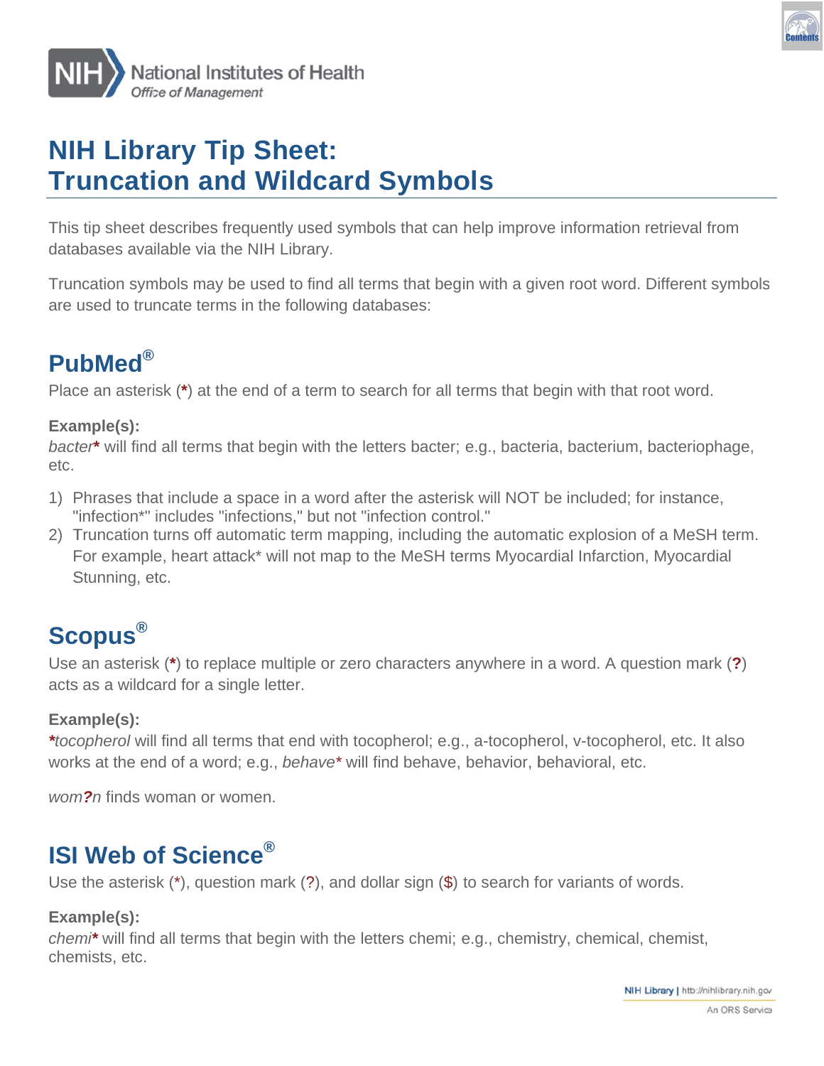# NIH Library Tip Sheet: Truncation and Wildcard Symbols

This tip sheet describes frequently used symbols that can help improve information retrieval from databases available via the NIH Library.

Truncation symbols may be used to find all terms that begin with a given root word. Different symbols are used to truncate terms in the following databases:

## PubMed®

Place an asterisk (**\***) at the end of a term to search for all terms that begin with that root word.

**Example(s):**

*bacter***\*** will find all terms that begin with the letters bacter; e.g., bacteria, bacterium, bacteriophage, etc.

1) Phrases that include a space in a word after the asterisk will NOT be included; for instance, "infection*" includes "infections," but not "infection control."
2) Truncation turns off automatic term mapping, including the automatic explosion of a MeSH term. For example, heart attack* will not map to the MeSH terms Myocardial Infarction, Myocardial Stunning, etc.

## Scopus®

Use an asterisk (**\***) to replace multiple or zero characters anywhere in a word. A question mark (**?**) acts as a wildcard for a single letter.

**Example(s):**

**\****tocopherol* will find all terms that end with tocopherol; e.g., a-tocopherol, v-tocopherol, etc. It also works at the end of a word; e.g., *behave\** will find behave, behavior, behavioral, etc.

*wom**?**n* finds woman or women.

## ISI Web of Science®

Use the asterisk (*), question mark (?), and dollar sign ($) to search for variants of words.

**Example(s):**

*chemi***\*** will find all terms that begin with the letters chemi; e.g., chemistry, chemical, chemist, chemists, etc.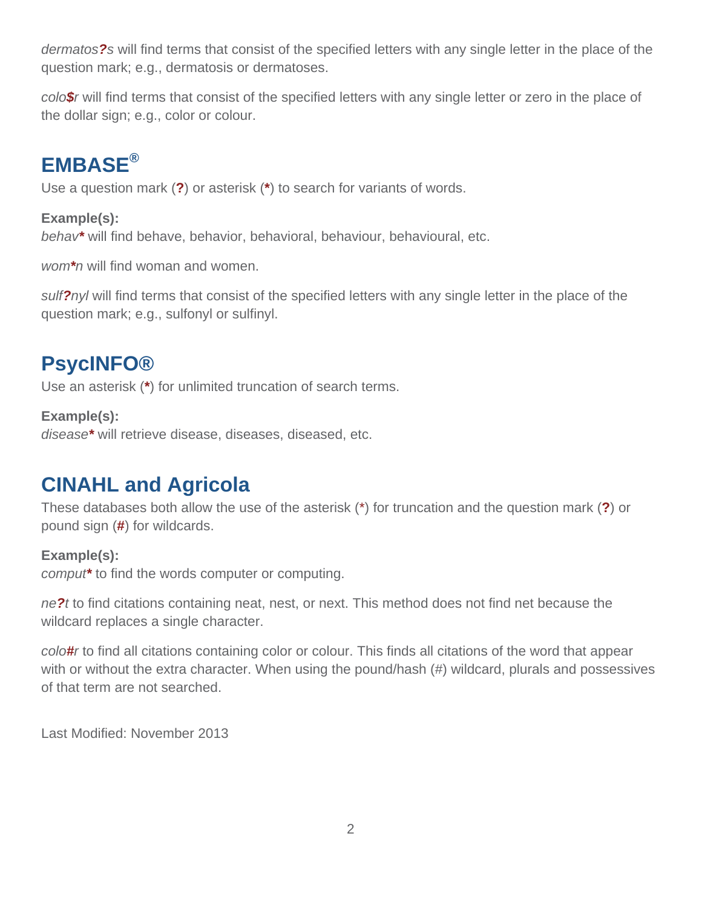*dermatos***?***s* will find terms that consist of the specified letters with any single letter in the place of the question mark; e.g., dermatosis or dermatoses.

*colo***$***r* will find terms that consist of the specified letters with any single letter or zero in the place of the dollar sign; e.g., color or colour.

## EMBASE®

Use a question mark (**?**) or asterisk (*****) to search for variants of words.

**Example(s):**
*behav***\*** will find behave, behavior, behavioral, behaviour, behavioural, etc.

*wom***\****n* will find woman and women.

*sulf***?***nyl* will find terms that consist of the specified letters with any single letter in the place of the question mark; e.g., sulfonyl or sulfinyl.

## PsycINFO®

Use an asterisk (*****) for unlimited truncation of search terms.

**Example(s):**
*disease***\*** will retrieve disease, diseases, diseased, etc.

## CINAHL and Agricola

These databases both allow the use of the asterisk (*) for truncation and the question mark (**?**) or pound sign (**#**) for wildcards.

**Example(s):**
*comput***\*** to find the words computer or computing.

*ne***?***t* to find citations containing neat, nest, or next. This method does not find net because the wildcard replaces a single character.

*colo***#***r* to find all citations containing color or colour. This finds all citations of the word that appear with or without the extra character. When using the pound/hash (#) wildcard, plurals and possessives of that term are not searched.

Last Modified: November 2013